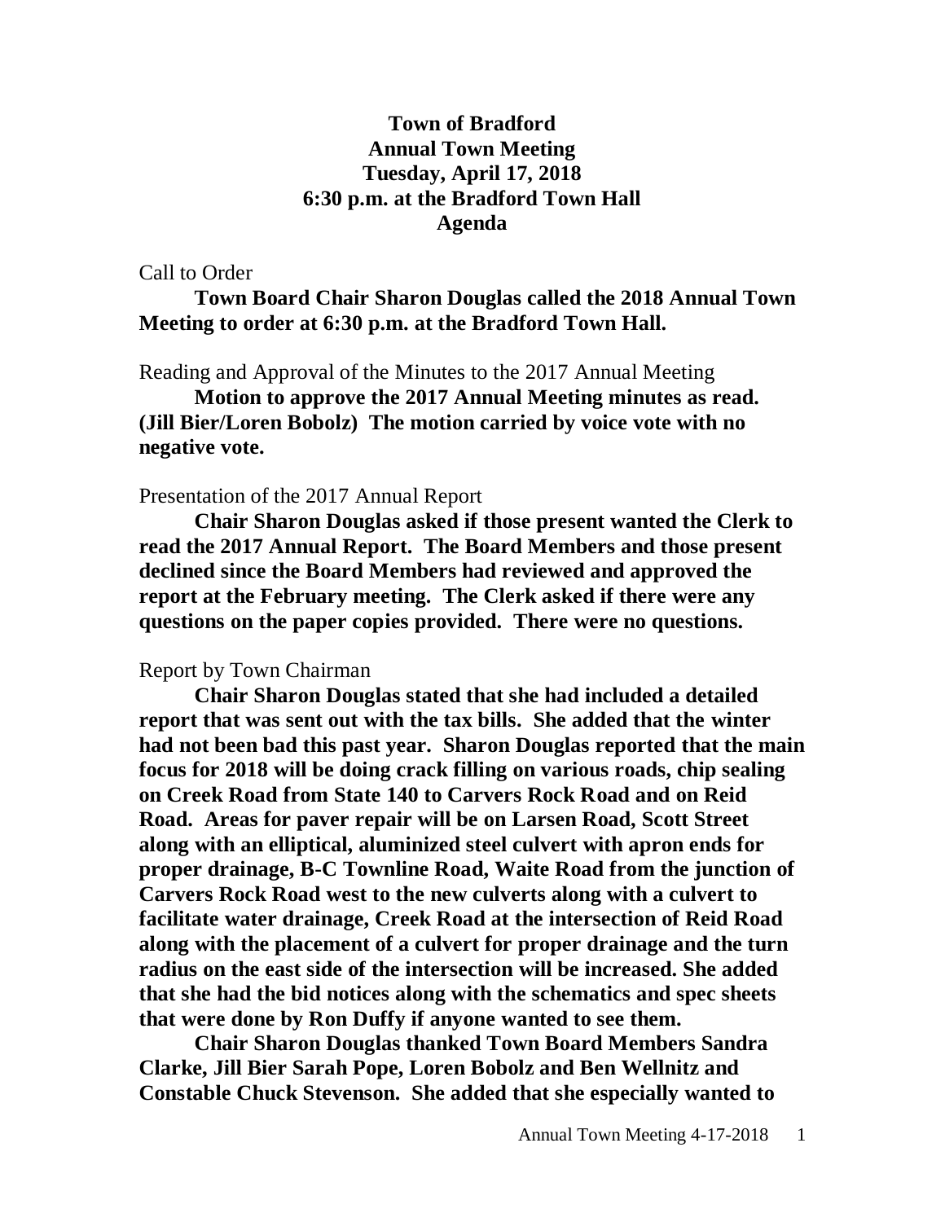# Town of Bradford
## Annual Town Meeting
## Tuesday, April 17, 2018
## 6:30 p.m. at the Bradford Town Hall
## Agenda

Call to Order

**Town Board Chair Sharon Douglas called the 2018 Annual Town Meeting to order at 6:30 p.m. at the Bradford Town Hall.**

Reading and Approval of the Minutes to the 2017 Annual Meeting

**Motion to approve the 2017 Annual Meeting minutes as read. (Jill Bier/Loren Bobolz) The motion carried by voice vote with no negative vote.**

Presentation of the 2017 Annual Report

**Chair Sharon Douglas asked if those present wanted the Clerk to read the 2017 Annual Report. The Board Members and those present declined since the Board Members had reviewed and approved the report at the February meeting. The Clerk asked if there were any questions on the paper copies provided. There were no questions.**

Report by Town Chairman

**Chair Sharon Douglas stated that she had included a detailed report that was sent out with the tax bills. She added that the winter had not been bad this past year. Sharon Douglas reported that the main focus for 2018 will be doing crack filling on various roads, chip sealing on Creek Road from State 140 to Carvers Rock Road and on Reid Road. Areas for paver repair will be on Larsen Road, Scott Street along with an elliptical, aluminized steel culvert with apron ends for proper drainage, B-C Townline Road, Waite Road from the junction of Carvers Rock Road west to the new culverts along with a culvert to facilitate water drainage, Creek Road at the intersection of Reid Road along with the placement of a culvert for proper drainage and the turn radius on the east side of the intersection will be increased. She added that she had the bid notices along with the schematics and spec sheets that were done by Ron Duffy if anyone wanted to see them.**

**Chair Sharon Douglas thanked Town Board Members Sandra Clarke, Jill Bier Sarah Pope, Loren Bobolz and Ben Wellnitz and Constable Chuck Stevenson. She added that she especially wanted to**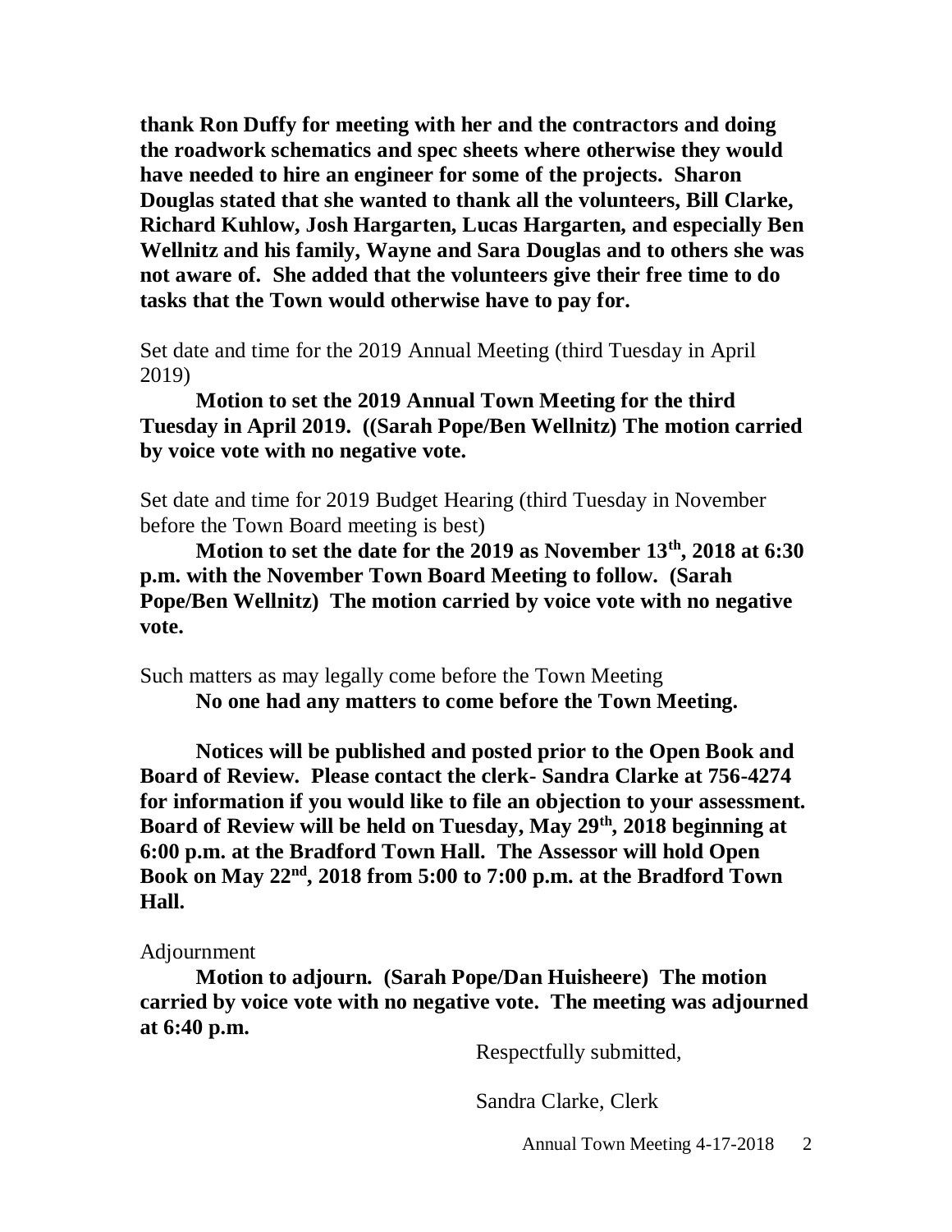**thank Ron Duffy for meeting with her and the contractors and doing the roadwork schematics and spec sheets where otherwise they would have needed to hire an engineer for some of the projects. Sharon Douglas stated that she wanted to thank all the volunteers, Bill Clarke, Richard Kuhlow, Josh Hargarten, Lucas Hargarten, and especially Ben Wellnitz and his family, Wayne and Sara Douglas and to others she was not aware of. She added that the volunteers give their free time to do tasks that the Town would otherwise have to pay for.**

Set date and time for the 2019 Annual Meeting (third Tuesday in April 2019)

**Motion to set the 2019 Annual Town Meeting for the third Tuesday in April 2019. ((Sarah Pope/Ben Wellnitz) The motion carried by voice vote with no negative vote.**

Set date and time for 2019 Budget Hearing (third Tuesday in November before the Town Board meeting is best)

**Motion to set the date for the 2019 as November 13th, 2018 at 6:30 p.m. with the November Town Board Meeting to follow. (Sarah Pope/Ben Wellnitz) The motion carried by voice vote with no negative vote.**

Such matters as may legally come before the Town Meeting

**No one had any matters to come before the Town Meeting.**

**Notices will be published and posted prior to the Open Book and Board of Review. Please contact the clerk- Sandra Clarke at 756-4274 for information if you would like to file an objection to your assessment. Board of Review will be held on Tuesday, May 29th, 2018 beginning at 6:00 p.m. at the Bradford Town Hall. The Assessor will hold Open Book on May 22nd, 2018 from 5:00 to 7:00 p.m. at the Bradford Town Hall.**

Adjournment

**Motion to adjourn. (Sarah Pope/Dan Huisheere) The motion carried by voice vote with no negative vote. The meeting was adjourned at 6:40 p.m.**

Respectfully submitted,

Sandra Clarke, Clerk